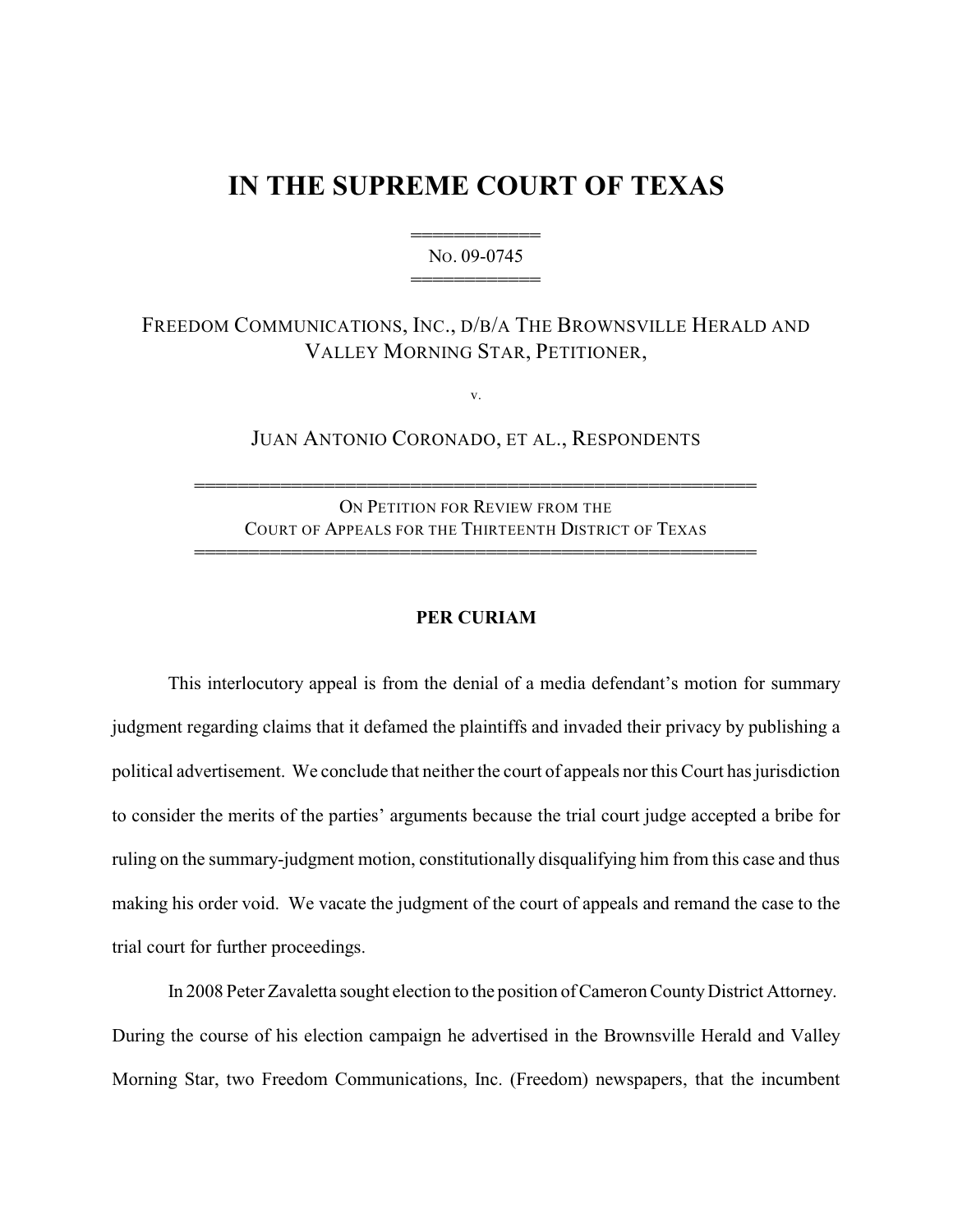# IN THE SUPREME COURT OF TEXAS

══════════
NO. 09-0745
══════════

FREEDOM COMMUNICATIONS, INC., D/B/A THE BROWNSVILLE HERALD AND VALLEY MORNING STAR, PETITIONER,

v.

JUAN ANTONIO CORONADO, ET AL., RESPONDENTS

══════════════════════════════════════════
ON PETITION FOR REVIEW FROM THE
COURT OF APPEALS FOR THE THIRTEENTH DISTRICT OF TEXAS
══════════════════════════════════════════

**PER CURIAM**

This interlocutory appeal is from the denial of a media defendant's motion for summary judgment regarding claims that it defamed the plaintiffs and invaded their privacy by publishing a political advertisement. We conclude that neither the court of appeals nor this Court has jurisdiction to consider the merits of the parties' arguments because the trial court judge accepted a bribe for ruling on the summary-judgment motion, constitutionally disqualifying him from this case and thus making his order void. We vacate the judgment of the court of appeals and remand the case to the trial court for further proceedings.

In 2008 Peter Zavaletta sought election to the position of Cameron County District Attorney. During the course of his election campaign he advertised in the Brownsville Herald and Valley Morning Star, two Freedom Communications, Inc. (Freedom) newspapers, that the incumbent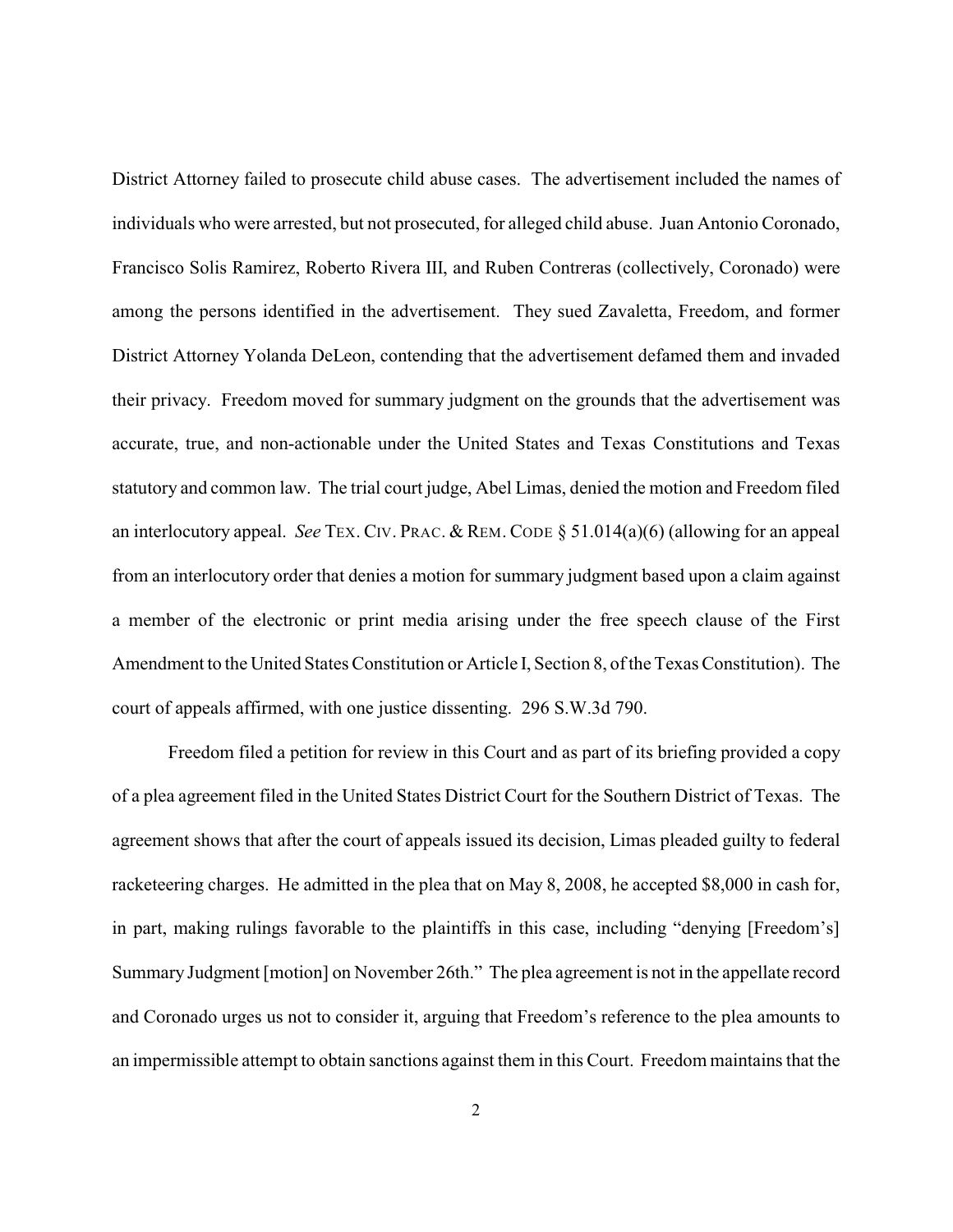District Attorney failed to prosecute child abuse cases. The advertisement included the names of individuals who were arrested, but not prosecuted, for alleged child abuse. Juan Antonio Coronado, Francisco Solis Ramirez, Roberto Rivera III, and Ruben Contreras (collectively, Coronado) were among the persons identified in the advertisement. They sued Zavaletta, Freedom, and former District Attorney Yolanda DeLeon, contending that the advertisement defamed them and invaded their privacy. Freedom moved for summary judgment on the grounds that the advertisement was accurate, true, and non-actionable under the United States and Texas Constitutions and Texas statutory and common law. The trial court judge, Abel Limas, denied the motion and Freedom filed an interlocutory appeal. *See* TEX. CIV. PRAC. & REM. CODE § 51.014(a)(6) (allowing for an appeal from an interlocutory order that denies a motion for summary judgment based upon a claim against a member of the electronic or print media arising under the free speech clause of the First Amendment to the United States Constitution or Article I, Section 8, of the Texas Constitution). The court of appeals affirmed, with one justice dissenting. 296 S.W.3d 790.

Freedom filed a petition for review in this Court and as part of its briefing provided a copy of a plea agreement filed in the United States District Court for the Southern District of Texas. The agreement shows that after the court of appeals issued its decision, Limas pleaded guilty to federal racketeering charges. He admitted in the plea that on May 8, 2008, he accepted $8,000 in cash for, in part, making rulings favorable to the plaintiffs in this case, including "denying [Freedom's] Summary Judgment [motion] on November 26th." The plea agreement is not in the appellate record and Coronado urges us not to consider it, arguing that Freedom's reference to the plea amounts to an impermissible attempt to obtain sanctions against them in this Court. Freedom maintains that the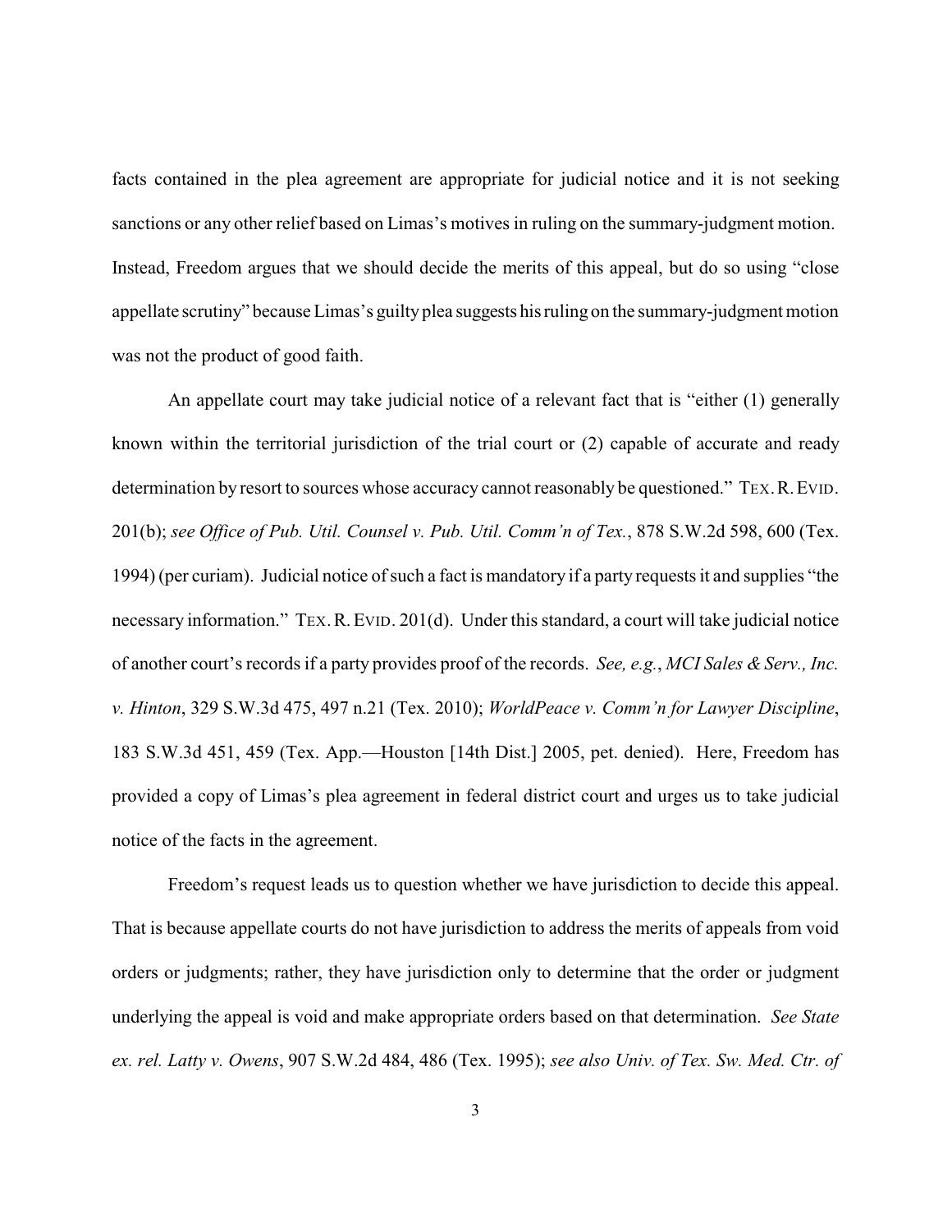facts contained in the plea agreement are appropriate for judicial notice and it is not seeking sanctions or any other relief based on Limas's motives in ruling on the summary-judgment motion. Instead, Freedom argues that we should decide the merits of this appeal, but do so using "close appellate scrutiny" because Limas's guilty plea suggests his ruling on the summary-judgment motion was not the product of good faith.

An appellate court may take judicial notice of a relevant fact that is "either (1) generally known within the territorial jurisdiction of the trial court or (2) capable of accurate and ready determination by resort to sources whose accuracy cannot reasonably be questioned." TEX. R. EVID. 201(b); *see Office of Pub. Util. Counsel v. Pub. Util. Comm'n of Tex.*, 878 S.W.2d 598, 600 (Tex. 1994) (per curiam). Judicial notice of such a fact is mandatory if a party requests it and supplies "the necessary information." TEX. R. EVID. 201(d). Under this standard, a court will take judicial notice of another court's records if a party provides proof of the records. *See, e.g.*, *MCI Sales & Serv., Inc. v. Hinton*, 329 S.W.3d 475, 497 n.21 (Tex. 2010); *WorldPeace v. Comm'n for Lawyer Discipline*, 183 S.W.3d 451, 459 (Tex. App.—Houston [14th Dist.] 2005, pet. denied). Here, Freedom has provided a copy of Limas's plea agreement in federal district court and urges us to take judicial notice of the facts in the agreement.

Freedom's request leads us to question whether we have jurisdiction to decide this appeal. That is because appellate courts do not have jurisdiction to address the merits of appeals from void orders or judgments; rather, they have jurisdiction only to determine that the order or judgment underlying the appeal is void and make appropriate orders based on that determination. *See State ex. rel. Latty v. Owens*, 907 S.W.2d 484, 486 (Tex. 1995); *see also Univ. of Tex. Sw. Med. Ctr. of*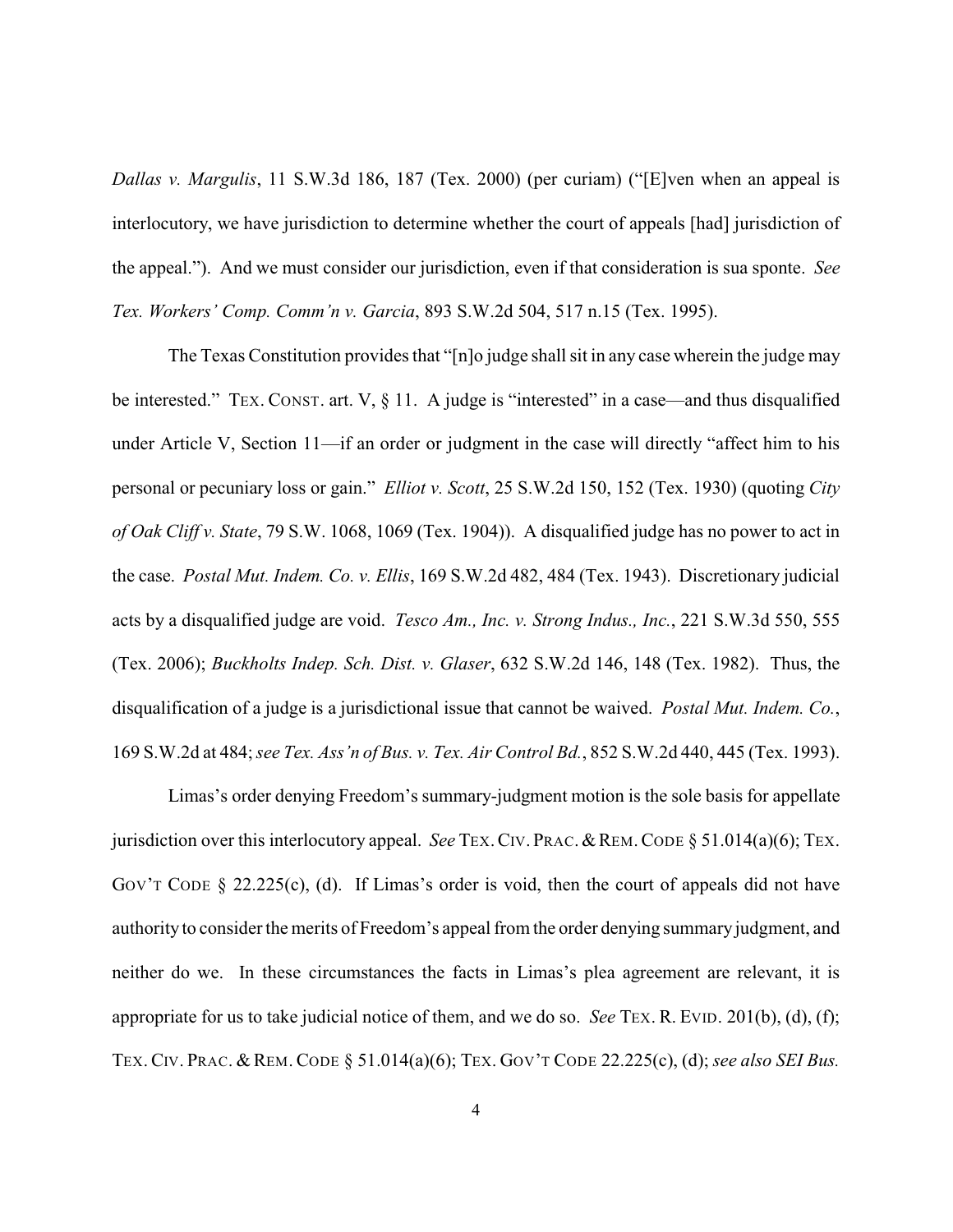*Dallas v. Margulis*, 11 S.W.3d 186, 187 (Tex. 2000) (per curiam) ("[E]ven when an appeal is interlocutory, we have jurisdiction to determine whether the court of appeals [had] jurisdiction of the appeal."). And we must consider our jurisdiction, even if that consideration is sua sponte. *See Tex. Workers' Comp. Comm'n v. Garcia*, 893 S.W.2d 504, 517 n.15 (Tex. 1995).

The Texas Constitution provides that "[n]o judge shall sit in any case wherein the judge may be interested." TEX. CONST. art. V, § 11. A judge is "interested" in a case—and thus disqualified under Article V, Section 11—if an order or judgment in the case will directly "affect him to his personal or pecuniary loss or gain." *Elliot v. Scott*, 25 S.W.2d 150, 152 (Tex. 1930) (quoting *City of Oak Cliff v. State*, 79 S.W. 1068, 1069 (Tex. 1904)). A disqualified judge has no power to act in the case. *Postal Mut. Indem. Co. v. Ellis*, 169 S.W.2d 482, 484 (Tex. 1943). Discretionary judicial acts by a disqualified judge are void. *Tesco Am., Inc. v. Strong Indus., Inc.*, 221 S.W.3d 550, 555 (Tex. 2006); *Buckholts Indep. Sch. Dist. v. Glaser*, 632 S.W.2d 146, 148 (Tex. 1982). Thus, the disqualification of a judge is a jurisdictional issue that cannot be waived. *Postal Mut. Indem. Co.*, 169 S.W.2d at 484; *see Tex. Ass'n of Bus. v. Tex. Air Control Bd.*, 852 S.W.2d 440, 445 (Tex. 1993).

Limas's order denying Freedom's summary-judgment motion is the sole basis for appellate jurisdiction over this interlocutory appeal. *See* TEX. CIV. PRAC. & REM. CODE § 51.014(a)(6); TEX. GOV'T CODE § 22.225(c), (d). If Limas's order is void, then the court of appeals did not have authority to consider the merits of Freedom's appeal from the order denying summary judgment, and neither do we. In these circumstances the facts in Limas's plea agreement are relevant, it is appropriate for us to take judicial notice of them, and we do so. *See* TEX. R. EVID. 201(b), (d), (f); TEX. CIV. PRAC. & REM. CODE § 51.014(a)(6); TEX. GOV'T CODE 22.225(c), (d); *see also SEI Bus.*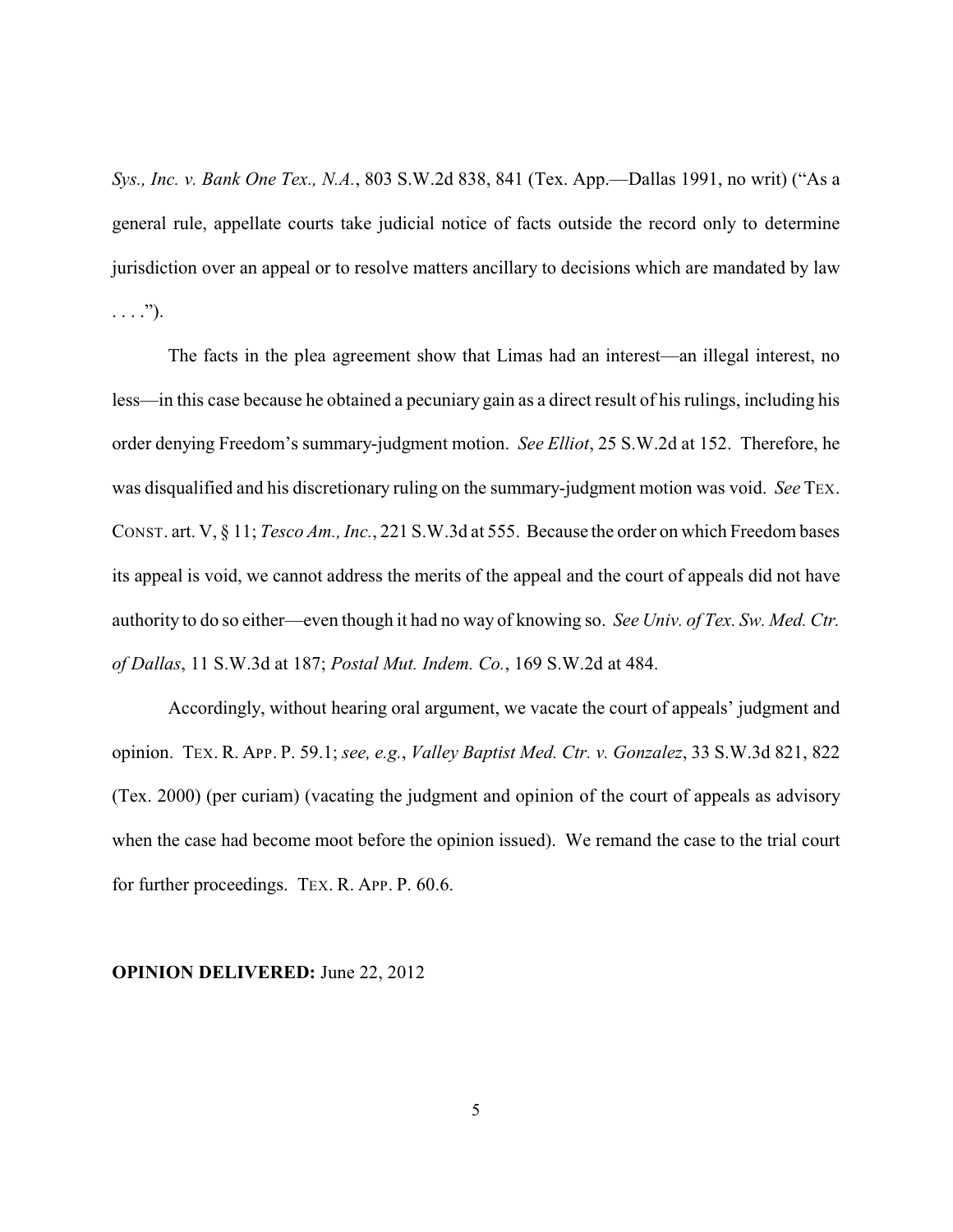*Sys., Inc. v. Bank One Tex., N.A.*, 803 S.W.2d 838, 841 (Tex. App.—Dallas 1991, no writ) ("As a general rule, appellate courts take judicial notice of facts outside the record only to determine jurisdiction over an appeal or to resolve matters ancillary to decisions which are mandated by law . . . .").

The facts in the plea agreement show that Limas had an interest—an illegal interest, no less—in this case because he obtained a pecuniary gain as a direct result of his rulings, including his order denying Freedom's summary-judgment motion. *See Elliot*, 25 S.W.2d at 152. Therefore, he was disqualified and his discretionary ruling on the summary-judgment motion was void. *See* TEX. CONST. art. V, § 11; *Tesco Am., Inc.*, 221 S.W.3d at 555. Because the order on which Freedom bases its appeal is void, we cannot address the merits of the appeal and the court of appeals did not have authority to do so either—even though it had no way of knowing so. *See Univ. of Tex. Sw. Med. Ctr. of Dallas*, 11 S.W.3d at 187; *Postal Mut. Indem. Co.*, 169 S.W.2d at 484.

Accordingly, without hearing oral argument, we vacate the court of appeals' judgment and opinion. TEX. R. APP. P. 59.1; *see, e.g.*, *Valley Baptist Med. Ctr. v. Gonzalez*, 33 S.W.3d 821, 822 (Tex. 2000) (per curiam) (vacating the judgment and opinion of the court of appeals as advisory when the case had become moot before the opinion issued). We remand the case to the trial court for further proceedings. TEX. R. APP. P. 60.6.

**OPINION DELIVERED:** June 22, 2012